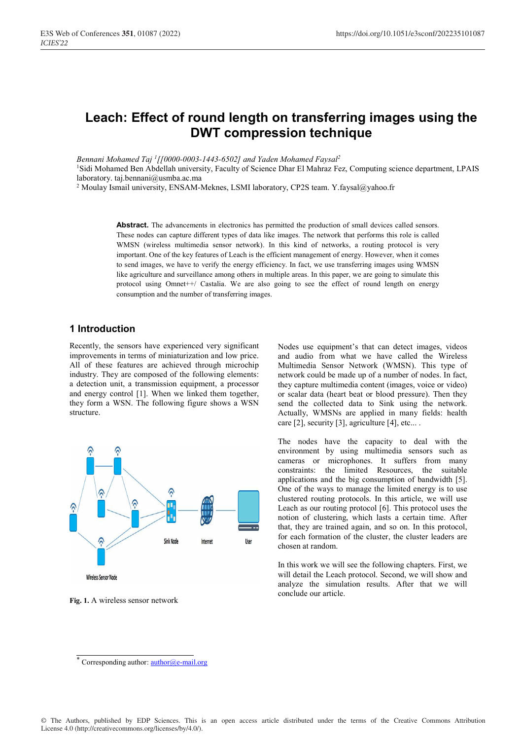# Leach: Effect of round length on transferring images using the DWT compression technique

*Bennani Mohamed Taj [1][[0000-0003-1443-6502] and Yaden Mohamed Faysal[2]*

[1]Sidi Mohamed Ben Abdellah university, Faculty of Science Dhar El Mahraz Fez, Computing science department, LPAIS laboratory. taj.bennani@usmba.ac.ma

[2] Moulay Ismail university, ENSAM-Meknes, LSMI laboratory, CP2S team. Y.faysal@yahoo.fr

**Abstract.** The advancements in electronics has permitted the production of small devices called sensors. These nodes can capture different types of data like images. The network that performs this role is called WMSN (wireless multimedia sensor network). In this kind of networks, a routing protocol is very important. One of the key features of Leach is the efficient management of energy. However, when it comes to send images, we have to verify the energy efficiency. In fact, we use transferring images using WMSN like agriculture and surveillance among others in multiple areas. In this paper, we are going to simulate this protocol using Omnet++/ Castalia. We are also going to see the effect of round length on energy consumption and the number of transferring images.

## 1 Introduction

Recently, the sensors have experienced very significant improvements in terms of miniaturization and low price. All of these features are achieved through microchip industry. They are composed of the following elements: a detection unit, a transmission equipment, a processor and energy control [1]. When we linked them together, they form a WSN. The following figure shows a WSN structure.

**Fig. 1.** A wireless sensor network

Nodes use equipment's that can detect images, videos and audio from what we have called the Wireless Multimedia Sensor Network (WMSN). This type of network could be made up of a number of nodes. In fact, they capture multimedia content (images, voice or video) or scalar data (heart beat or blood pressure). Then they send the collected data to Sink using the network. Actually, WMSNs are applied in many fields: health care [2], security [3], agriculture [4], etc... .

The nodes have the capacity to deal with the environment by using multimedia sensors such as cameras or microphones. It suffers from many constraints: the limited Resources, the suitable applications and the big consumption of bandwidth [5]. One of the ways to manage the limited energy is to use clustered routing protocols. In this article, we will use Leach as our routing protocol [6]. This protocol uses the notion of clustering, which lasts a certain time. After that, they are trained again, and so on. In this protocol, for each formation of the cluster, the cluster leaders are chosen at random.

In this work we will see the following chapters. First, we will detail the Leach protocol. Second, we will show and analyze the simulation results. After that we will conclude our article.

* Corresponding author: author@e-mail.org

© The Authors, published by EDP Sciences. This is an open access article distributed under the terms of the Creative Commons Attribution License 4.0 (http://creativecommons.org/licenses/by/4.0/).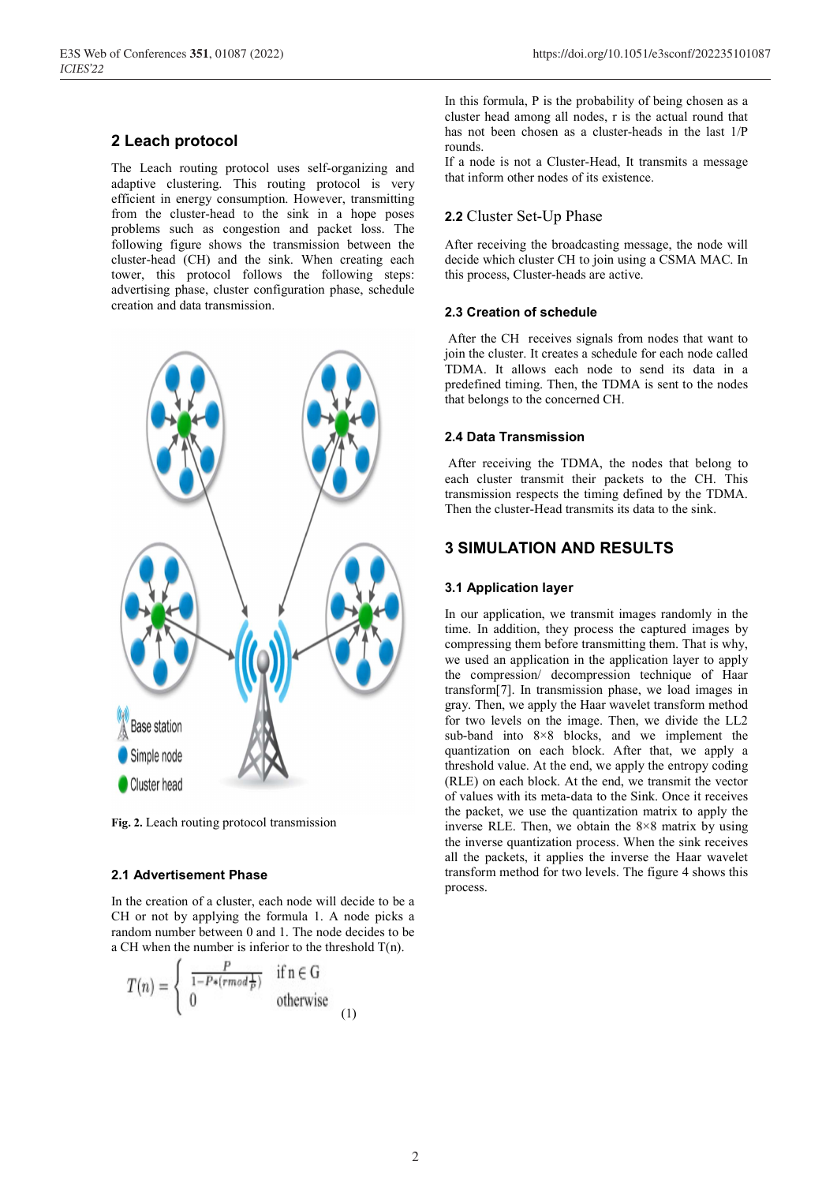## 2 Leach protocol

The Leach routing protocol uses self-organizing and adaptive clustering. This routing protocol is very efficient in energy consumption. However, transmitting from the cluster-head to the sink in a hope poses problems such as congestion and packet loss. The following figure shows the transmission between the cluster-head (CH) and the sink. When creating each tower, this protocol follows the following steps: advertising phase, cluster configuration phase, schedule creation and data transmission.

**Fig. 2.** Leach routing protocol transmission

### 2.1 Advertisement Phase

In the creation of a cluster, each node will decide to be a CH or not by applying the formula 1. A node picks a random number between 0 and 1. The node decides to be a CH when the number is inferior to the threshold T(n).

$$T(n) = \begin{cases} \frac{P}{1-P*(r \bmod \frac{1}{P})} & \text{if } n \in G \\ 0 & \text{otherwise} \end{cases} \quad (1)$$

In this formula, P is the probability of being chosen as a cluster head among all nodes, r is the actual round that has not been chosen as a cluster-heads in the last 1/P rounds.

If a node is not a Cluster-Head, It transmits a message that inform other nodes of its existence.

### 2.2 Cluster Set-Up Phase

After receiving the broadcasting message, the node will decide which cluster CH to join using a CSMA MAC. In this process, Cluster-heads are active.

### 2.3 Creation of schedule

After the CH receives signals from nodes that want to join the cluster. It creates a schedule for each node called TDMA. It allows each node to send its data in a predefined timing. Then, the TDMA is sent to the nodes that belongs to the concerned CH.

### 2.4 Data Transmission

After receiving the TDMA, the nodes that belong to each cluster transmit their packets to the CH. This transmission respects the timing defined by the TDMA. Then the cluster-Head transmits its data to the sink.

## 3 SIMULATION AND RESULTS

### 3.1 Application layer

In our application, we transmit images randomly in the time. In addition, they process the captured images by compressing them before transmitting them. That is why, we used an application in the application layer to apply the compression/ decompression technique of Haar transform[7]. In transmission phase, we load images in gray. Then, we apply the Haar wavelet transform method for two levels on the image. Then, we divide the LL2 sub-band into 8×8 blocks, and we implement the quantization on each block. After that, we apply a threshold value. At the end, we apply the entropy coding (RLE) on each block. At the end, we transmit the vector of values with its meta-data to the Sink. Once it receives the packet, we use the quantization matrix to apply the inverse RLE. Then, we obtain the 8×8 matrix by using the inverse quantization process. When the sink receives all the packets, it applies the inverse the Haar wavelet transform method for two levels. The figure 4 shows this process.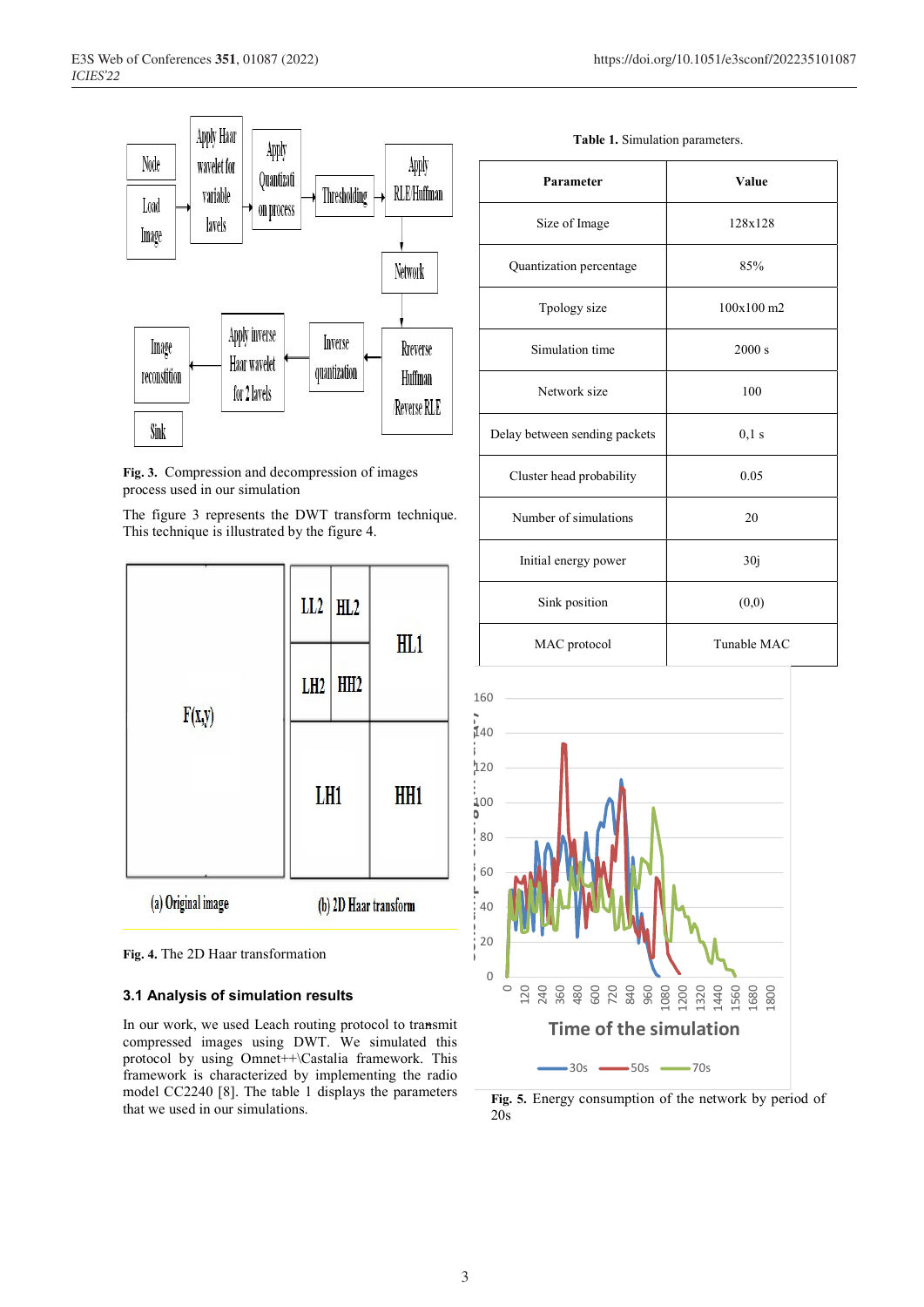Fig. 3. Compression and decompression of images process used in our simulation

The figure 3 represents the DWT transform technique. This technique is illustrated by the figure 4.

Fig. 4. The 2D Haar transformation

### 3.1 Analysis of simulation results

In our work, we used Leach routing protocol to transmit compressed images using DWT. We simulated this protocol by using Omnet++\Castalia framework. This framework is characterized by implementing the radio model CC2240 [8]. The table 1 displays the parameters that we used in our simulations.

**Table 1.** Simulation parameters.

| Parameter | Value |
|---|---|
| Size of Image | 128x128 |
| Quantization percentage | 85% |
| Tpology size | 100x100 m2 |
| Simulation time | 2000 s |
| Network size | 100 |
| Delay between sending packets | 0,1 s |
| Cluster head probability | 0.05 |
| Number of simulations | 20 |
| Initial energy power | 30j |
| Sink position | (0,0) |
| MAC protocol | Tunable MAC |

Fig. 5. Energy consumption of the network by period of 20s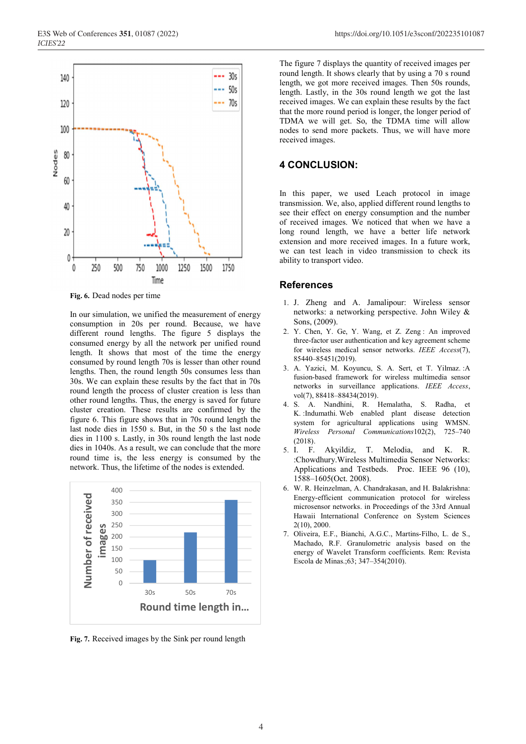140
120
100
80
60
40
20
0
Nodes
0 250 500 750 1000 1250 1500 1750
Time
30s
50s
70s

**Fig. 6.** Dead nodes per time

In our simulation, we unified the measurement of energy consumption in 20s per round. Because, we have different round lengths. The figure 5 displays the consumed energy by all the network per unified round length. It shows that most of the time the energy consumed by round length 70s is lesser than other round lengths. Then, the round length 50s consumes less than 30s. We can explain these results by the fact that in 70s round length the process of cluster creation is less than other round lengths. Thus, the energy is saved for future cluster creation. These results are confirmed by the figure 6. This figure shows that in 70s round length the last node dies in 1550 s. But, in the 50 s the last node dies in 1100 s. Lastly, in 30s round length the last node dies in 1040s. As a result, we can conclude that the more round time is, the less energy is consumed by the network. Thus, the lifetime of the nodes is extended.

Number of received images
400
350
300
250
200
150
100
50
0
30s 50s 70s
Round time length in...

**Fig. 7.** Received images by the Sink per round length

The figure 7 displays the quantity of received images per round length. It shows clearly that by using a 70 s round length, we got more received images. Then 50s rounds, length. Lastly, in the 30s round length we got the last received images. We can explain these results by the fact that the more round period is longer, the longer period of TDMA we will get. So, the TDMA time will allow nodes to send more packets. Thus, we will have more received images.

## 4 CONCLUSION:

In this paper, we used Leach protocol in image transmission. We, also, applied different round lengths to see their effect on energy consumption and the number of received images. We noticed that when we have a long round length, we have a better life network extension and more received images. In a future work, we can test leach in video transmission to check its ability to transport video.

## References

1. J. Zheng and A. Jamalipour: Wireless sensor networks: a networking perspective. John Wiley & Sons, (2009).
2. Y. Chen, Y. Ge, Y. Wang, et Z. Zeng : An improved three-factor user authentication and key agreement scheme for wireless medical sensor networks. *IEEE Access*(7), 85440–85451(2019).
3. A. Yazici, M. Koyuncu, S. A. Sert, et T. Yilmaz. :A fusion-based framework for wireless multimedia sensor networks in surveillance applications. *IEEE Access*, vol(7), 88418–88434(2019).
4. S. A. Nandhini, R. Hemalatha, S. Radha, et K. :Indumathi. Web enabled plant disease detection system for agricultural applications using WMSN. *Wireless Personal Communications*102(2), 725–740 (2018).
5. I. F. Akyildiz, T. Melodia, and K. R. :Chowdhury.Wireless Multimedia Sensor Networks: Applications and Testbeds. Proc. IEEE 96 (10), 1588–1605(Oct. 2008).
6. W. R. Heinzelman, A. Chandrakasan, and H. Balakrishna: Energy-efficient communication protocol for wireless microsensor networks. in Proceedings of the 33rd Annual Hawaii International Conference on System Sciences 2(10), 2000.
7. Oliveira, E.F., Bianchi, A.G.C., Martins-Filho, L. de S., Machado, R.F. Granulometric analysis based on the energy of Wavelet Transform coefficients. Rem: Revista Escola de Minas.;63; 347–354(2010).